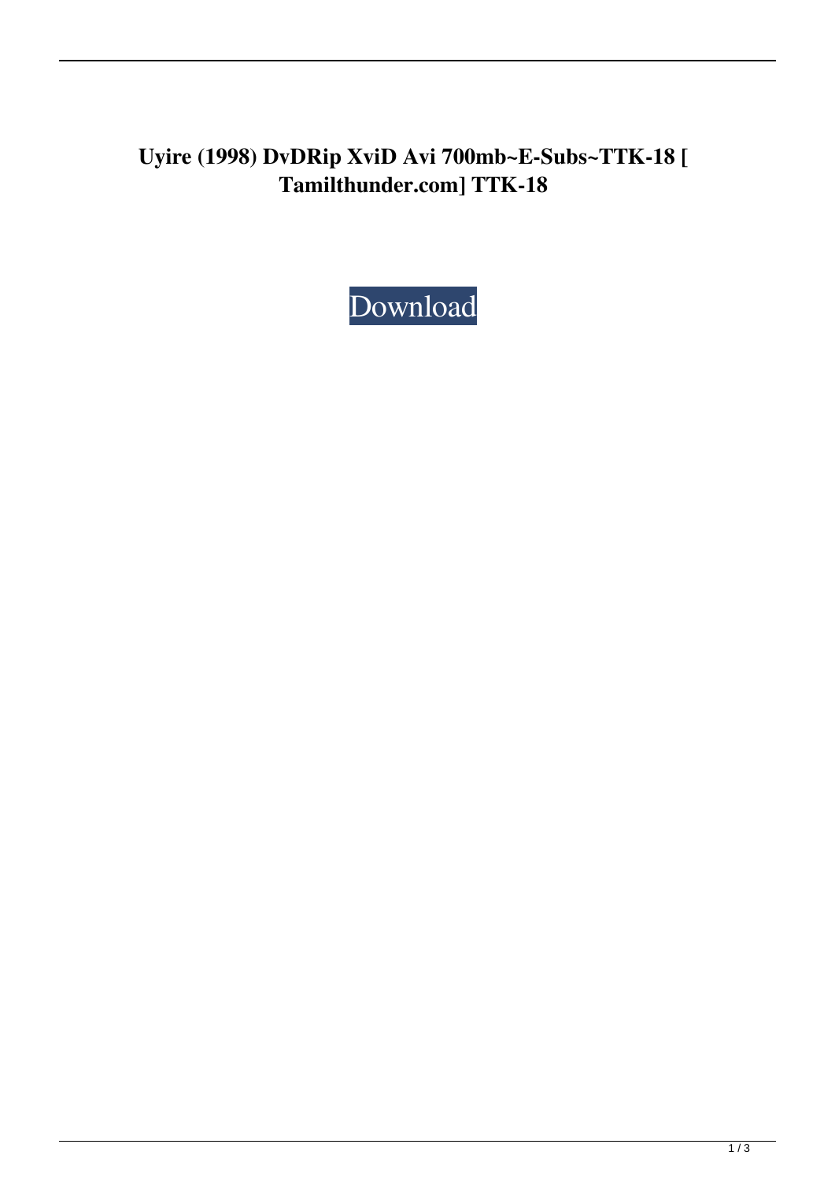# Uyire (1998) DvDRip XviD Avi 700mb~E-Subs~TTK-18 [ Tamilthunder.com] TTK-18

Download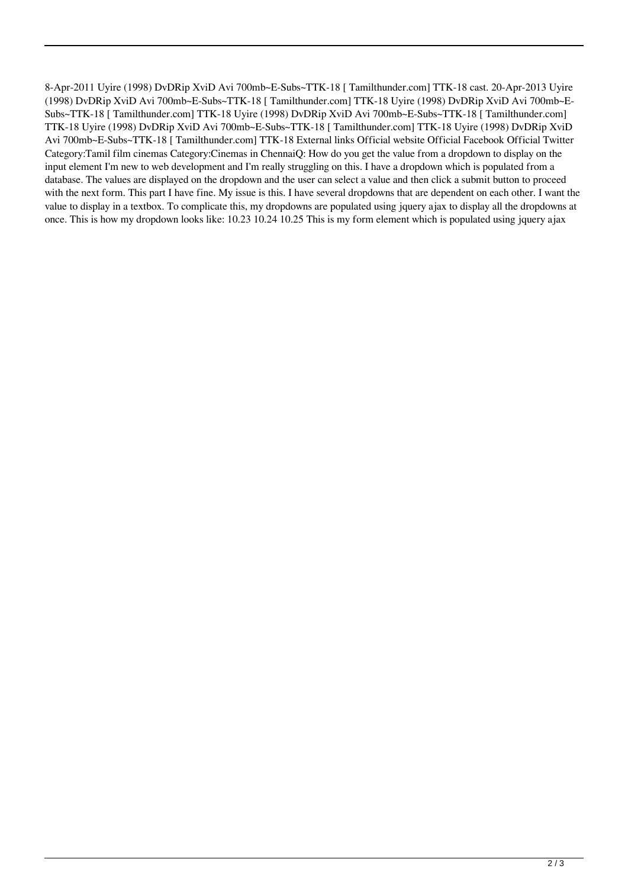8-Apr-2011 Uyire (1998) DvDRip XviD Avi 700mb~E-Subs~TTK-18 [ Tamilthunder.com] TTK-18 cast. 20-Apr-2013 Uyire (1998) DvDRip XviD Avi 700mb~E-Subs~TTK-18 [ Tamilthunder.com] TTK-18 Uyire (1998) DvDRip XviD Avi 700mb~E-Subs~TTK-18 [ Tamilthunder.com] TTK-18 Uyire (1998) DvDRip XviD Avi 700mb~E-Subs~TTK-18 [ Tamilthunder.com] TTK-18 Uyire (1998) DvDRip XviD Avi 700mb~E-Subs~TTK-18 [ Tamilthunder.com] TTK-18 Uyire (1998) DvDRip XviD Avi 700mb~E-Subs~TTK-18 [ Tamilthunder.com] TTK-18 External links Official website Official Facebook Official Twitter Category:Tamil film cinemas Category:Cinemas in ChennaiQ: How do you get the value from a dropdown to display on the input element I'm new to web development and I'm really struggling on this. I have a dropdown which is populated from a database. The values are displayed on the dropdown and the user can select a value and then click a submit button to proceed with the next form. This part I have fine. My issue is this. I have several dropdowns that are dependent on each other. I want the value to display in a textbox. To complicate this, my dropdowns are populated using jquery ajax to display all the dropdowns at once. This is how my dropdown looks like: 10.23 10.24 10.25 This is my form element which is populated using jquery ajax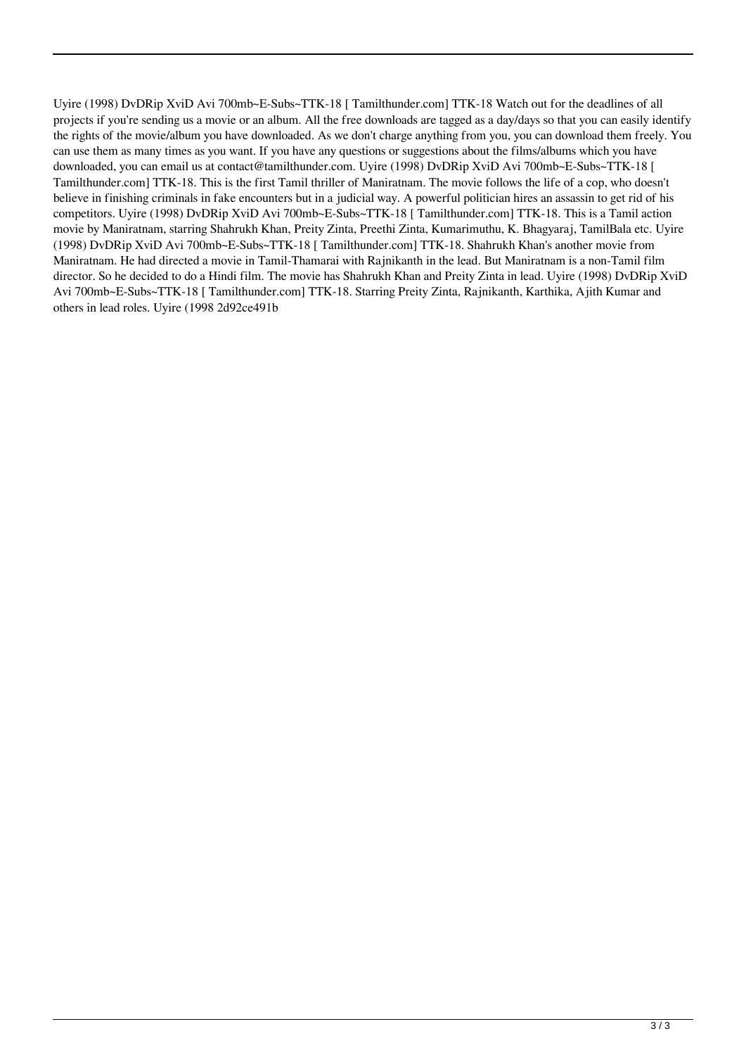Uyire (1998) DvDRip XviD Avi 700mb~E-Subs~TTK-18 [ Tamilthunder.com] TTK-18 Watch out for the deadlines of all projects if you're sending us a movie or an album. All the free downloads are tagged as a day/days so that you can easily identify the rights of the movie/album you have downloaded. As we don't charge anything from you, you can download them freely. You can use them as many times as you want. If you have any questions or suggestions about the films/albums which you have downloaded, you can email us at contact@tamilthunder.com. Uyire (1998) DvDRip XviD Avi 700mb~E-Subs~TTK-18 [ Tamilthunder.com] TTK-18. This is the first Tamil thriller of Maniratnam. The movie follows the life of a cop, who doesn't believe in finishing criminals in fake encounters but in a judicial way. A powerful politician hires an assassin to get rid of his competitors. Uyire (1998) DvDRip XviD Avi 700mb~E-Subs~TTK-18 [ Tamilthunder.com] TTK-18. This is a Tamil action movie by Maniratnam, starring Shahrukh Khan, Preity Zinta, Preethi Zinta, Kumarimuthu, K. Bhagyaraj, TamilBala etc. Uyire (1998) DvDRip XviD Avi 700mb~E-Subs~TTK-18 [ Tamilthunder.com] TTK-18. Shahrukh Khan's another movie from Maniratnam. He had directed a movie in Tamil-Thamarai with Rajnikanth in the lead. But Maniratnam is a non-Tamil film director. So he decided to do a Hindi film. The movie has Shahrukh Khan and Preity Zinta in lead. Uyire (1998) DvDRip XviD Avi 700mb~E-Subs~TTK-18 [ Tamilthunder.com] TTK-18. Starring Preity Zinta, Rajnikanth, Karthika, Ajith Kumar and others in lead roles. Uyire (1998 2d92ce491b